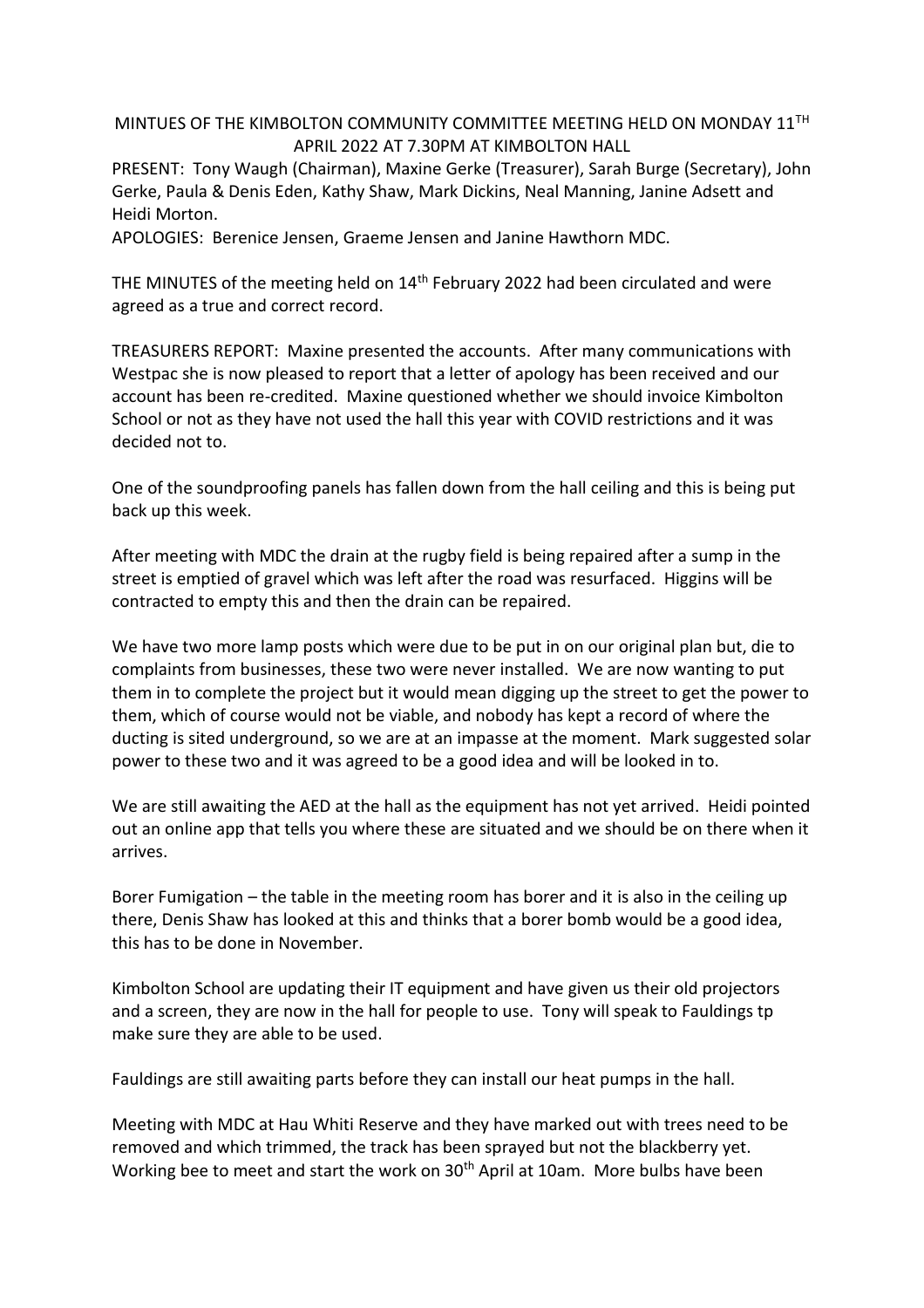MINTUES OF THE KIMBOLTON COMMUNITY COMMITTEE MEETING HELD ON MONDAY 11TH APRIL 2022 AT 7.30PM AT KIMBOLTON HALL

PRESENT: Tony Waugh (Chairman), Maxine Gerke (Treasurer), Sarah Burge (Secretary), John Gerke, Paula & Denis Eden, Kathy Shaw, Mark Dickins, Neal Manning, Janine Adsett and Heidi Morton.

APOLOGIES: Berenice Jensen, Graeme Jensen and Janine Hawthorn MDC.

THE MINUTES of the meeting held on 14th February 2022 had been circulated and were agreed as a true and correct record.

TREASURERS REPORT: Maxine presented the accounts. After many communications with Westpac she is now pleased to report that a letter of apology has been received and our account has been re-credited. Maxine questioned whether we should invoice Kimbolton School or not as they have not used the hall this year with COVID restrictions and it was decided not to.

One of the soundproofing panels has fallen down from the hall ceiling and this is being put back up this week.

After meeting with MDC the drain at the rugby field is being repaired after a sump in the street is emptied of gravel which was left after the road was resurfaced. Higgins will be contracted to empty this and then the drain can be repaired.

We have two more lamp posts which were due to be put in on our original plan but, die to complaints from businesses, these two were never installed. We are now wanting to put them in to complete the project but it would mean digging up the street to get the power to them, which of course would not be viable, and nobody has kept a record of where the ducting is sited underground, so we are at an impasse at the moment. Mark suggested solar power to these two and it was agreed to be a good idea and will be looked in to.

We are still awaiting the AED at the hall as the equipment has not yet arrived. Heidi pointed out an online app that tells you where these are situated and we should be on there when it arrives.

Borer Fumigation – the table in the meeting room has borer and it is also in the ceiling up there, Denis Shaw has looked at this and thinks that a borer bomb would be a good idea, this has to be done in November.

Kimbolton School are updating their IT equipment and have given us their old projectors and a screen, they are now in the hall for people to use. Tony will speak to Fauldings tp make sure they are able to be used.

Fauldings are still awaiting parts before they can install our heat pumps in the hall.

Meeting with MDC at Hau Whiti Reserve and they have marked out with trees need to be removed and which trimmed, the track has been sprayed but not the blackberry yet. Working bee to meet and start the work on 30th April at 10am. More bulbs have been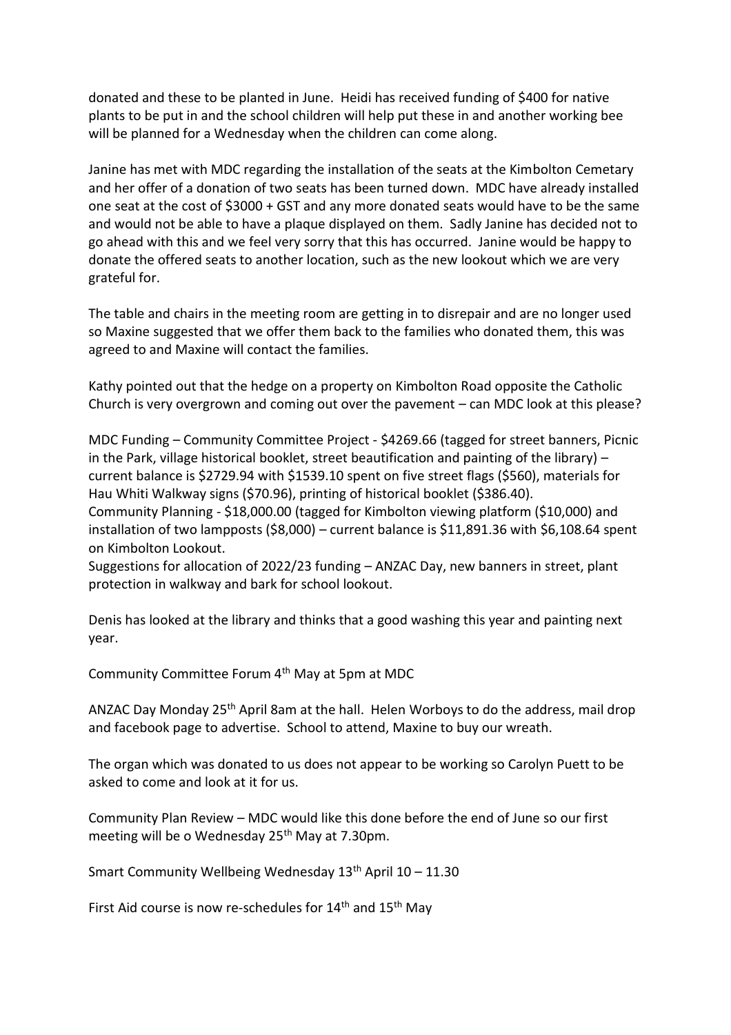donated and these to be planted in June. Heidi has received funding of $400 for native plants to be put in and the school children will help put these in and another working bee will be planned for a Wednesday when the children can come along.

Janine has met with MDC regarding the installation of the seats at the Kimbolton Cemetary and her offer of a donation of two seats has been turned down. MDC have already installed one seat at the cost of $3000 + GST and any more donated seats would have to be the same and would not be able to have a plaque displayed on them. Sadly Janine has decided not to go ahead with this and we feel very sorry that this has occurred. Janine would be happy to donate the offered seats to another location, such as the new lookout which we are very grateful for.

The table and chairs in the meeting room are getting in to disrepair and are no longer used so Maxine suggested that we offer them back to the families who donated them, this was agreed to and Maxine will contact the families.

Kathy pointed out that the hedge on a property on Kimbolton Road opposite the Catholic Church is very overgrown and coming out over the pavement – can MDC look at this please?

MDC Funding – Community Committee Project - $4269.66 (tagged for street banners, Picnic in the Park, village historical booklet, street beautification and painting of the library) – current balance is $2729.94 with $1539.10 spent on five street flags ($560), materials for Hau Whiti Walkway signs ($70.96), printing of historical booklet ($386.40).
Community Planning - $18,000.00 (tagged for Kimbolton viewing platform ($10,000) and installation of two lampposts ($8,000) – current balance is $11,891.36 with $6,108.64 spent on Kimbolton Lookout.
Suggestions for allocation of 2022/23 funding – ANZAC Day, new banners in street, plant protection in walkway and bark for school lookout.

Denis has looked at the library and thinks that a good washing this year and painting next year.

Community Committee Forum 4th May at 5pm at MDC

ANZAC Day Monday 25th April 8am at the hall. Helen Worboys to do the address, mail drop and facebook page to advertise. School to attend, Maxine to buy our wreath.

The organ which was donated to us does not appear to be working so Carolyn Puett to be asked to come and look at it for us.

Community Plan Review – MDC would like this done before the end of June so our first meeting will be o Wednesday 25th May at 7.30pm.

Smart Community Wellbeing Wednesday 13th April 10 – 11.30

First Aid course is now re-schedules for 14th and 15th May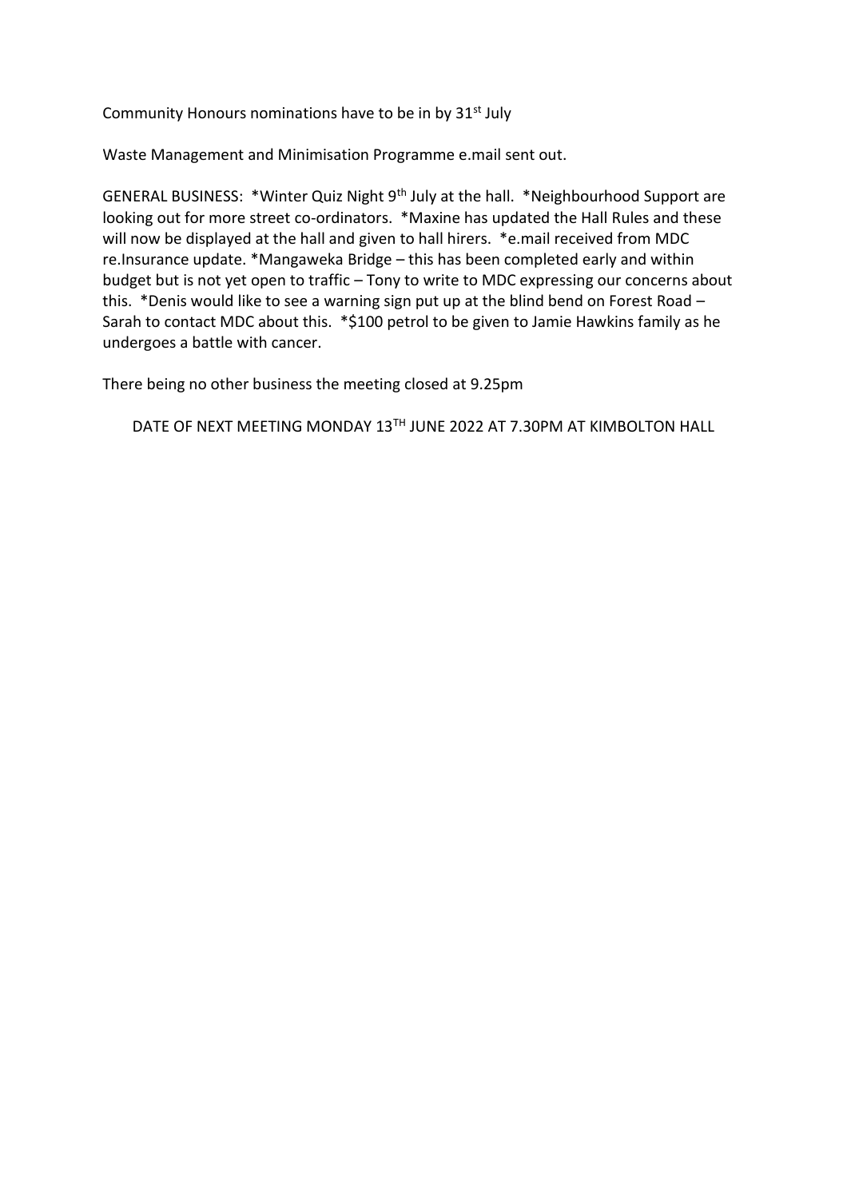Community Honours nominations have to be in by 31st July

Waste Management and Minimisation Programme e.mail sent out.

GENERAL BUSINESS: *Winter Quiz Night 9th July at the hall. *Neighbourhood Support are looking out for more street co-ordinators. *Maxine has updated the Hall Rules and these will now be displayed at the hall and given to hall hirers. *e.mail received from MDC re.Insurance update. *Mangaweka Bridge – this has been completed early and within budget but is not yet open to traffic – Tony to write to MDC expressing our concerns about this. *Denis would like to see a warning sign put up at the blind bend on Forest Road – Sarah to contact MDC about this. *$100 petrol to be given to Jamie Hawkins family as he undergoes a battle with cancer.

There being no other business the meeting closed at 9.25pm

DATE OF NEXT MEETING MONDAY 13TH JUNE 2022 AT 7.30PM AT KIMBOLTON HALL